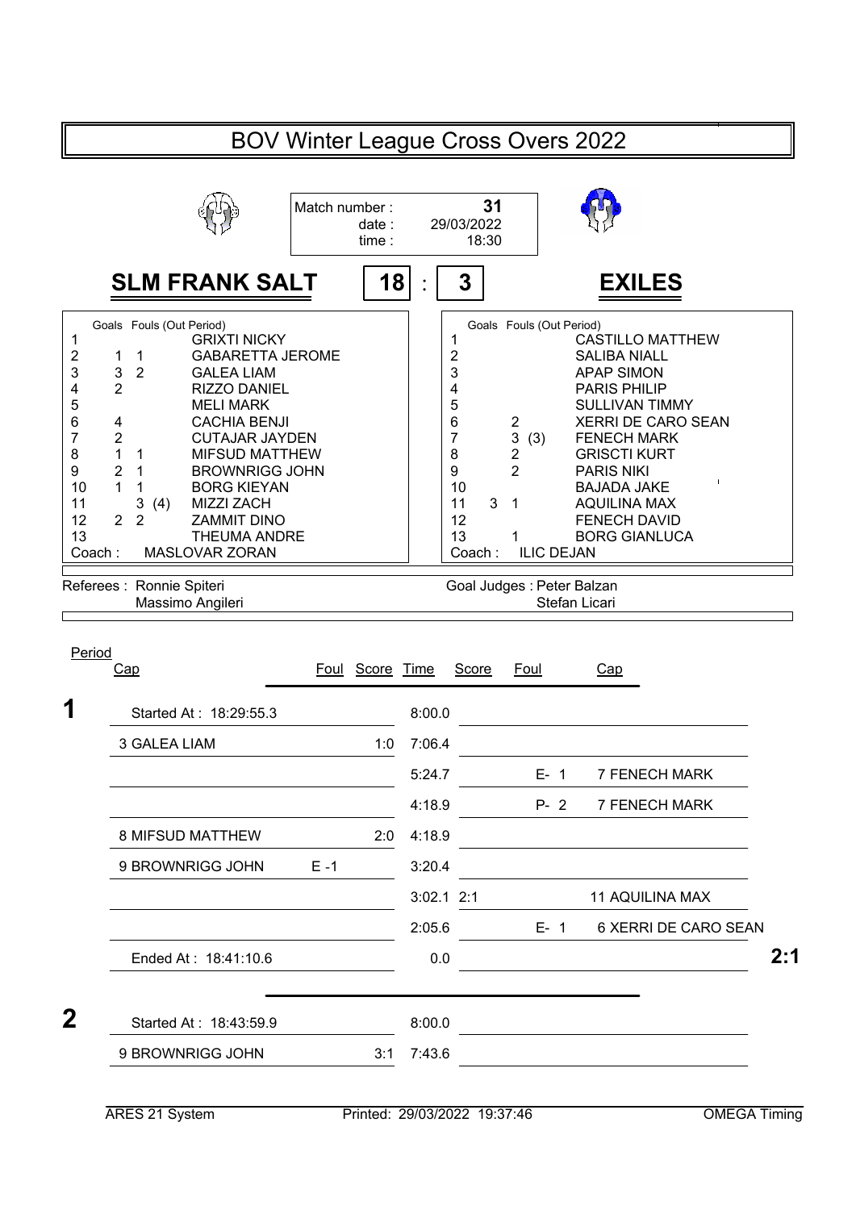# BOV Winter League Cross Overs 2022

Match number : **31**
date : 29/03/2022
time : 18:30

## SLM FRANK SALT | 18 : 3 | EXILES

| # | Goals | Fouls | (Out Period) | SLM FRANK SALT |
|---|---|---|---|---|
| 1 | | | | GRIXTI NICKY |
| 2 | 1 | 1 | | GABARETTA JEROME |
| 3 | 3 | 2 | | GALEA LIAM |
| 4 | 2 | | | RIZZO DANIEL |
| 5 | | | | MELI MARK |
| 6 | 4 | | | CACHIA BENJI |
| 7 | 2 | | | CUTAJAR JAYDEN |
| 8 | 1 | 1 | | MIFSUD MATTHEW |
| 9 | 2 | 1 | | BROWNRIGG JOHN |
| 10 | 1 | 1 | | BORG KIEYAN |
| 11 | | 3 | (4) | MIZZI ZACH |
| 12 | 2 | 2 | | ZAMMIT DINO |
| 13 | | | | THEUMA ANDRE |
| Coach : | | | | MASLOVAR ZORAN |

| # | Goals | Fouls | (Out Period) | EXILES |
|---|---|---|---|---|
| 1 | | | | CASTILLO MATTHEW |
| 2 | | | | SALIBA NIALL |
| 3 | | | | APAP SIMON |
| 4 | | | | PARIS PHILIP |
| 5 | | | | SULLIVAN TIMMY |
| 6 | | 2 | | XERRI DE CARO SEAN |
| 7 | | 3 | (3) | FENECH MARK |
| 8 | | 2 | | GRISCTI KURT |
| 9 | | 2 | | PARIS NIKI |
| 10 | | | | BAJADA JAKE |
| 11 | 3 | 1 | | AQUILINA MAX |
| 12 | | | | FENECH DAVID |
| 13 | | 1 | | BORG GIANLUCA |
| Coach : | | | | ILIC DEJAN |

Referees : Ronnie Spiteri, Massimo Angileri

Goal Judges : Peter Balzan, Stefan Licari

| Period | Cap | Foul | Score | Time | Score | Foul | Cap | |
|---|---|---|---|---|---|---|---|---|
| **1** | Started At : 18:29:55.3 | | | 8:00.0 | | | | |
| | 3 GALEA LIAM | | 1:0 | 7:06.4 | | | | |
| | | | | 5:24.7 | | E- 1 | 7 FENECH MARK | |
| | | | | 4:18.9 | | P- 2 | 7 FENECH MARK | |
| | 8 MIFSUD MATTHEW | | 2:0 | 4:18.9 | | | | |
| | 9 BROWNRIGG JOHN | E -1 | | 3:20.4 | | | | |
| | | | | 3:02.1 | 2:1 | | 11 AQUILINA MAX | |
| | | | | 2:05.6 | | E- 1 | 6 XERRI DE CARO SEAN | |
| | Ended At : 18:41:10.6 | | | 0.0 | | | | **2:1** |
| **2** | Started At : 18:43:59.9 | | | 8:00.0 | | | | |
| | 9 BROWNRIGG JOHN | | 3:1 | 7:43.6 | | | | |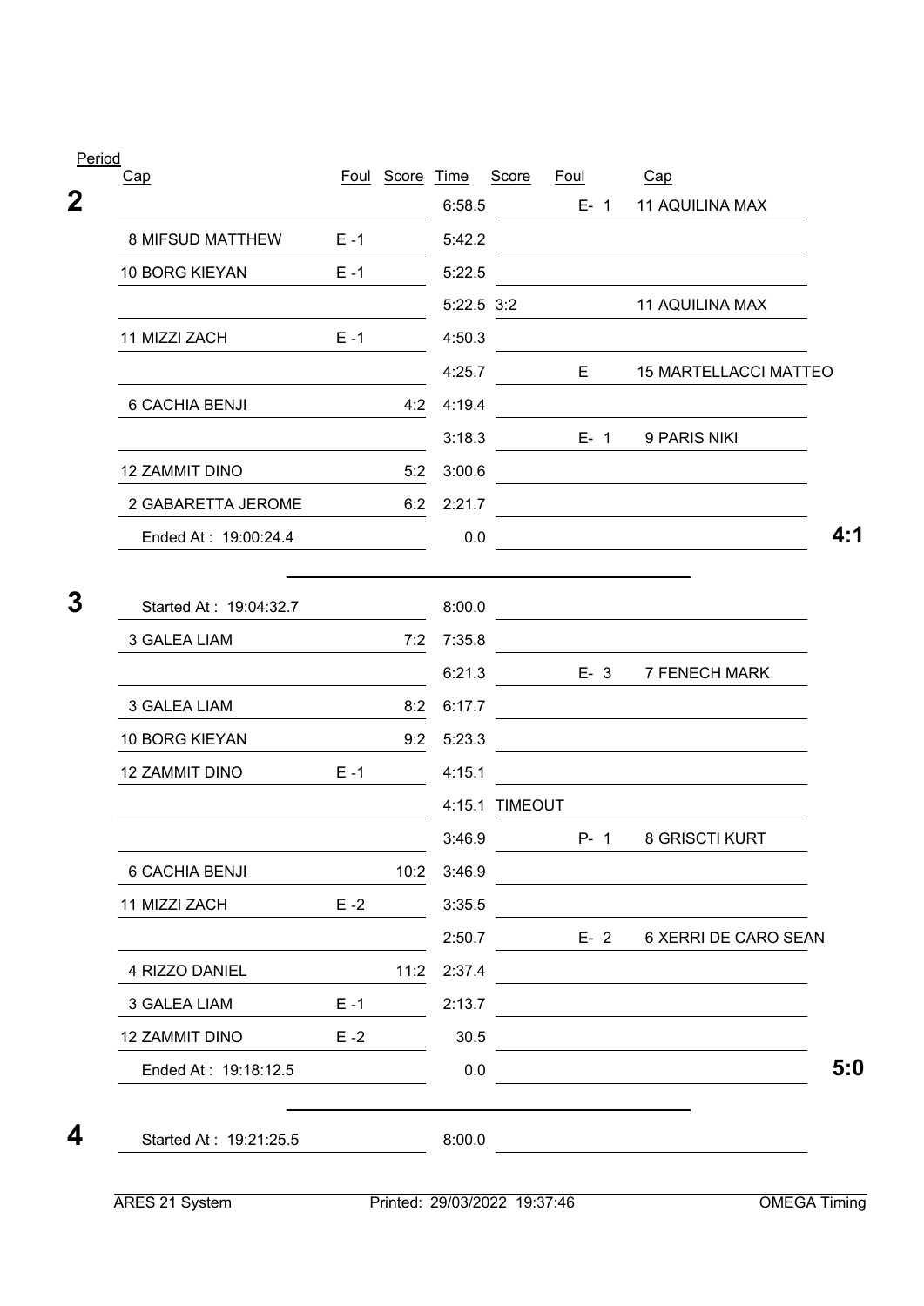| Period | Cap | Foul | Score | Time | Score | Foul | Cap | |
|---|---|---|---|---|---|---|---|---|
| **2** | | | | 6:58.5 | | E- 1 | 11 AQUILINA MAX | |
| | 8 MIFSUD MATTHEW | E -1 | | 5:42.2 | | | | |
| | 10 BORG KIEYAN | E -1 | | 5:22.5 | | | | |
| | | | | 5:22.5 | 3:2 | | 11 AQUILINA MAX | |
| | 11 MIZZI ZACH | E -1 | | 4:50.3 | | | | |
| | | | | 4:25.7 | | E | 15 MARTELLACCI MATTEO | |
| | 6 CACHIA BENJI | | 4:2 | 4:19.4 | | | | |
| | | | | 3:18.3 | | E- 1 | 9 PARIS NIKI | |
| | 12 ZAMMIT DINO | | 5:2 | 3:00.6 | | | | |
| | 2 GABARETTA JEROME | | 6:2 | 2:21.7 | | | | |
| | Ended At : 19:00:24.4 | | | 0.0 | | | | **4:1** |
| **3** | Started At : 19:04:32.7 | | | 8:00.0 | | | | |
| | 3 GALEA LIAM | | 7:2 | 7:35.8 | | | | |
| | | | | 6:21.3 | | E- 3 | 7 FENECH MARK | |
| | 3 GALEA LIAM | | 8:2 | 6:17.7 | | | | |
| | 10 BORG KIEYAN | | 9:2 | 5:23.3 | | | | |
| | 12 ZAMMIT DINO | E -1 | | 4:15.1 | | | | |
| | | | | 4:15.1 | TIMEOUT | | | |
| | | | | 3:46.9 | | P- 1 | 8 GRISCTI KURT | |
| | 6 CACHIA BENJI | | 10:2 | 3:46.9 | | | | |
| | 11 MIZZI ZACH | E -2 | | 3:35.5 | | | | |
| | | | | 2:50.7 | | E- 2 | 6 XERRI DE CARO SEAN | |
| | 4 RIZZO DANIEL | | 11:2 | 2:37.4 | | | | |
| | 3 GALEA LIAM | E -1 | | 2:13.7 | | | | |
| | 12 ZAMMIT DINO | E -2 | | 30.5 | | | | |
| | Ended At : 19:18:12.5 | | | 0.0 | | | | **5:0** |
| **4** | Started At : 19:21:25.5 | | | 8:00.0 | | | | |

ARES 21 System Printed: 29/03/2022 19:37:46 OMEGA Timing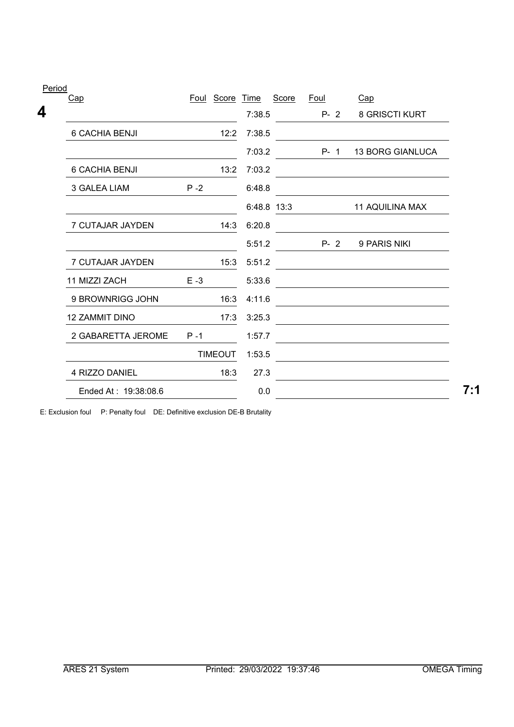| Period | Cap | Foul | Score | Time | Score | Foul | Cap | |
|---|---|---|---|---|---|---|---|---|
| 4 | | | | 7:38.5 | | P- 2 | 8 GRISCTI KURT | |
| | 6 CACHIA BENJI | | 12:2 | 7:38.5 | | | | |
| | | | | 7:03.2 | | P- 1 | 13 BORG GIANLUCA | |
| | 6 CACHIA BENJI | | 13:2 | 7:03.2 | | | | |
| | 3 GALEA LIAM | P -2 | | 6:48.8 | | | | |
| | | | | 6:48.8 | 13:3 | | 11 AQUILINA MAX | |
| | 7 CUTAJAR JAYDEN | | 14:3 | 6:20.8 | | | | |
| | | | | 5:51.2 | | P- 2 | 9 PARIS NIKI | |
| | 7 CUTAJAR JAYDEN | | 15:3 | 5:51.2 | | | | |
| | 11 MIZZI ZACH | E -3 | | 5:33.6 | | | | |
| | 9 BROWNRIGG JOHN | | 16:3 | 4:11.6 | | | | |
| | 12 ZAMMIT DINO | | 17:3 | 3:25.3 | | | | |
| | 2 GABARETTA JEROME | P -1 | | 1:57.7 | | | | |
| | | TIMEOUT | | 1:53.5 | | | | |
| | 4 RIZZO DANIEL | | 18:3 | 27.3 | | | | |
| | Ended At : 19:38:08.6 | | | 0.0 | | | | 7:1 |

E: Exclusion foul P: Penalty foul DE: Definitive exclusion DE-B Brutality

ARES 21 System Printed: 29/03/2022 19:37:46 OMEGA Timing